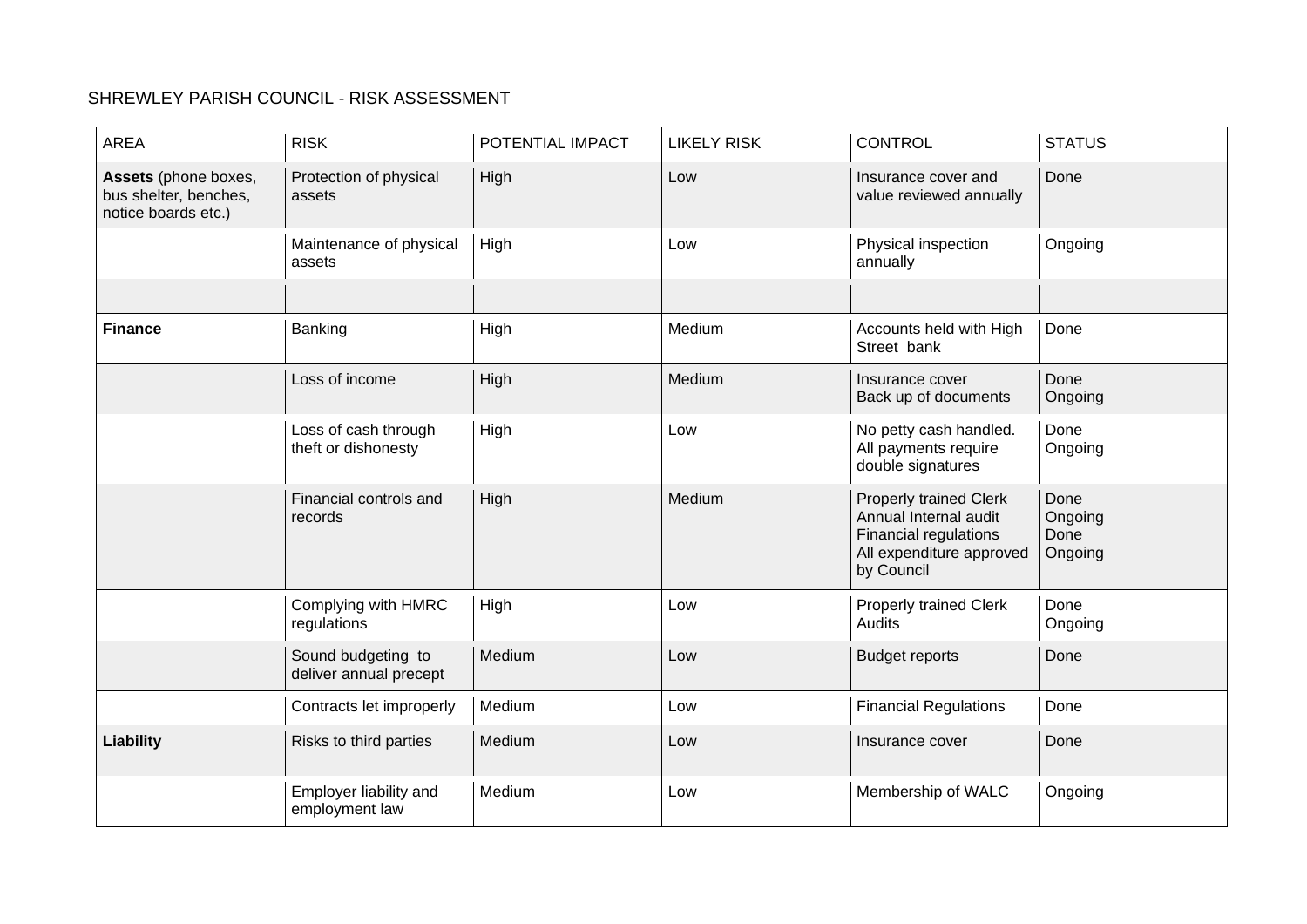# SHREWLEY PARISH COUNCIL - RISK ASSESSMENT

| AREA | RISK | POTENTIAL IMPACT | LIKELY RISK | CONTROL | STATUS |
|---|---|---|---|---|---|
| **Assets** (phone boxes, bus shelter, benches, notice boards etc.) | Protection of physical assets | High | Low | Insurance cover and value reviewed annually | Done |
| | Maintenance of physical assets | High | Low | Physical inspection annually | Ongoing |
| | | | | | |
| **Finance** | Banking | High | Medium | Accounts held with High Street bank | Done |
| | Loss of income | High | Medium | Insurance cover<br>Back up of documents | Done<br>Ongoing |
| | Loss of cash through theft or dishonesty | High | Low | No petty cash handled.<br>All payments require double signatures | Done<br>Ongoing |
| | Financial controls and records | High | Medium | Properly trained Clerk<br>Annual Internal audit<br>Financial regulations<br>All expenditure approved by Council | Done<br>Ongoing<br>Done<br>Ongoing |
| | Complying with HMRC regulations | High | Low | Properly trained Clerk<br>Audits | Done<br>Ongoing |
| | Sound budgeting to deliver annual precept | Medium | Low | Budget reports | Done |
| | Contracts let improperly | Medium | Low | Financial Regulations | Done |
| **Liability** | Risks to third parties | Medium | Low | Insurance cover | Done |
| | Employer liability and employment law | Medium | Low | Membership of WALC | Ongoing |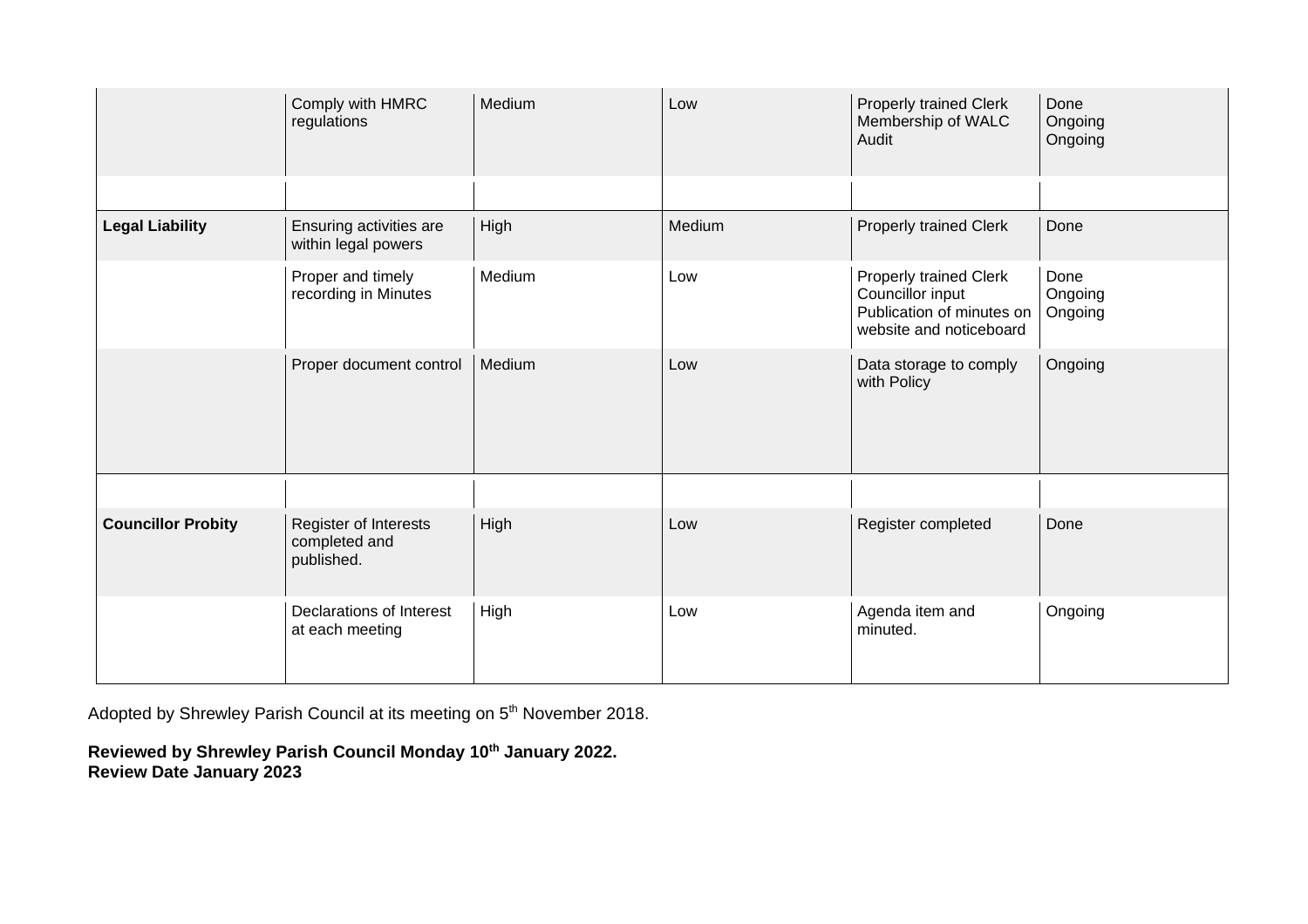| | | | | | |
|---|---|---|---|---|---|
| | Comply with HMRC regulations | Medium | Low | Properly trained Clerk<br>Membership of WALC<br>Audit | Done<br>Ongoing<br>Ongoing |
| | | | | | |
| **Legal Liability** | Ensuring activities are within legal powers | High | Medium | Properly trained Clerk | Done |
| | Proper and timely recording in Minutes | Medium | Low | Properly trained Clerk<br>Councillor input<br>Publication of minutes on website and noticeboard | Done<br>Ongoing<br>Ongoing |
| | Proper document control | Medium | Low | Data storage to comply with Policy | Ongoing |
| | | | | | |
| **Councillor Probity** | Register of Interests completed and published. | High | Low | Register completed | Done |
| | Declarations of Interest at each meeting | High | Low | Agenda item and minuted. | Ongoing |

Adopted by Shrewley Parish Council at its meeting on 5th November 2018.

**Reviewed by Shrewley Parish Council Monday 10th January 2022.**
**Review Date January 2023**